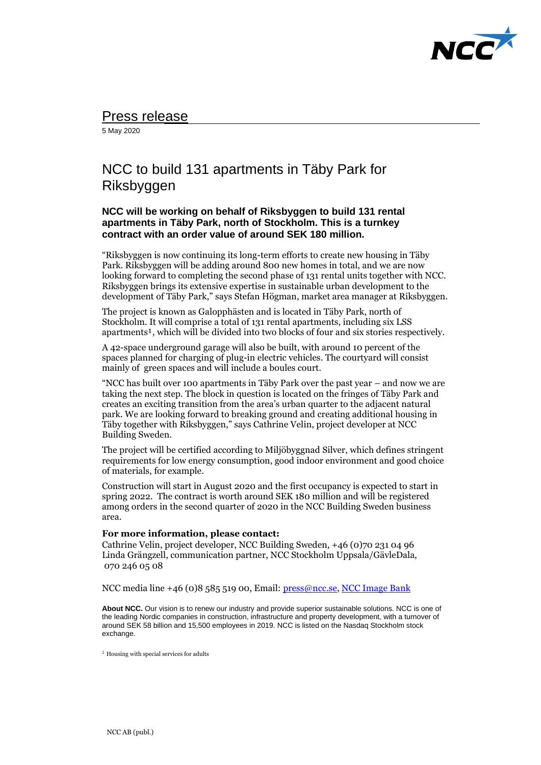# Press release

5 May 2020

# NCC to build 131 apartments in Täby Park for Riksbyggen

**NCC will be working on behalf of Riksbyggen to build 131 rental apartments in Täby Park, north of Stockholm. This is a turnkey contract with an order value of around SEK 180 million.**

"Riksbyggen is now continuing its long-term efforts to create new housing in Täby Park. Riksbyggen will be adding around 800 new homes in total, and we are now looking forward to completing the second phase of 131 rental units together with NCC. Riksbyggen brings its extensive expertise in sustainable urban development to the development of Täby Park," says Stefan Högman, market area manager at Riksbyggen.

The project is known as Galopphästen and is located in Täby Park, north of Stockholm. It will comprise a total of 131 rental apartments, including six LSS apartments[1], which will be divided into two blocks of four and six stories respectively.

A 42-space underground garage will also be built, with around 10 percent of the spaces planned for charging of plug-in electric vehicles. The courtyard will consist mainly of green spaces and will include a boules court.

"NCC has built over 100 apartments in Täby Park over the past year – and now we are taking the next step. The block in question is located on the fringes of Täby Park and creates an exciting transition from the area's urban quarter to the adjacent natural park. We are looking forward to breaking ground and creating additional housing in Täby together with Riksbyggen," says Cathrine Velin, project developer at NCC Building Sweden.

The project will be certified according to Miljöbyggnad Silver, which defines stringent requirements for low energy consumption, good indoor environment and good choice of materials, for example.

Construction will start in August 2020 and the first occupancy is expected to start in spring 2022. The contract is worth around SEK 180 million and will be registered among orders in the second quarter of 2020 in the NCC Building Sweden business area.

**For more information, please contact:**
Cathrine Velin, project developer, NCC Building Sweden, +46 (0)70 231 04 96
Linda Grängzell, communication partner, NCC Stockholm Uppsala/GävleDala, 070 246 05 08

NCC media line +46 (0)8 585 519 00, Email: press@ncc.se, NCC Image Bank

**About NCC.** Our vision is to renew our industry and provide superior sustainable solutions. NCC is one of the leading Nordic companies in construction, infrastructure and property development, with a turnover of around SEK 58 billion and 15,500 employees in 2019. NCC is listed on the Nasdaq Stockholm stock exchange.

[1] Housing with special services for adults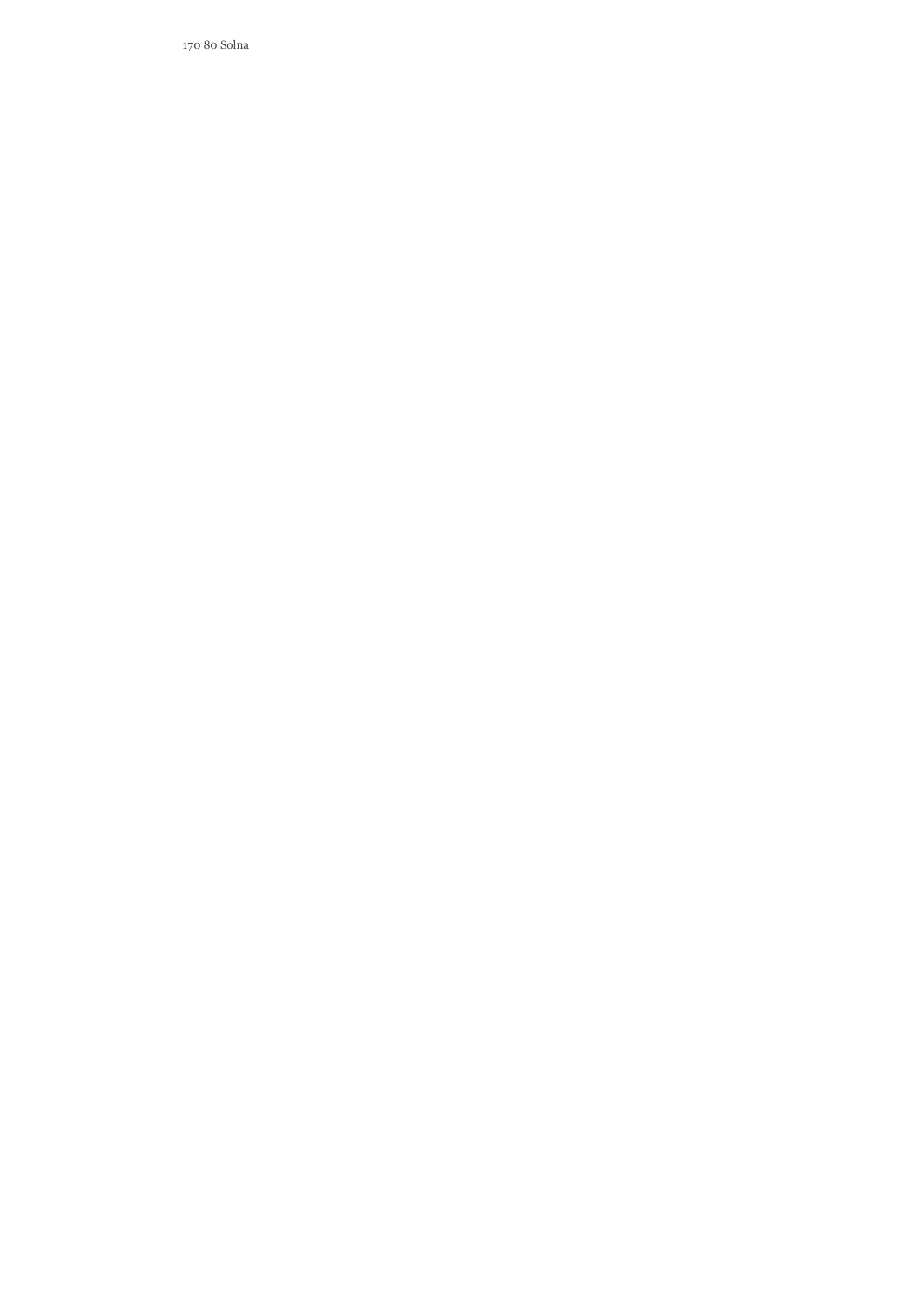170 80 Solna